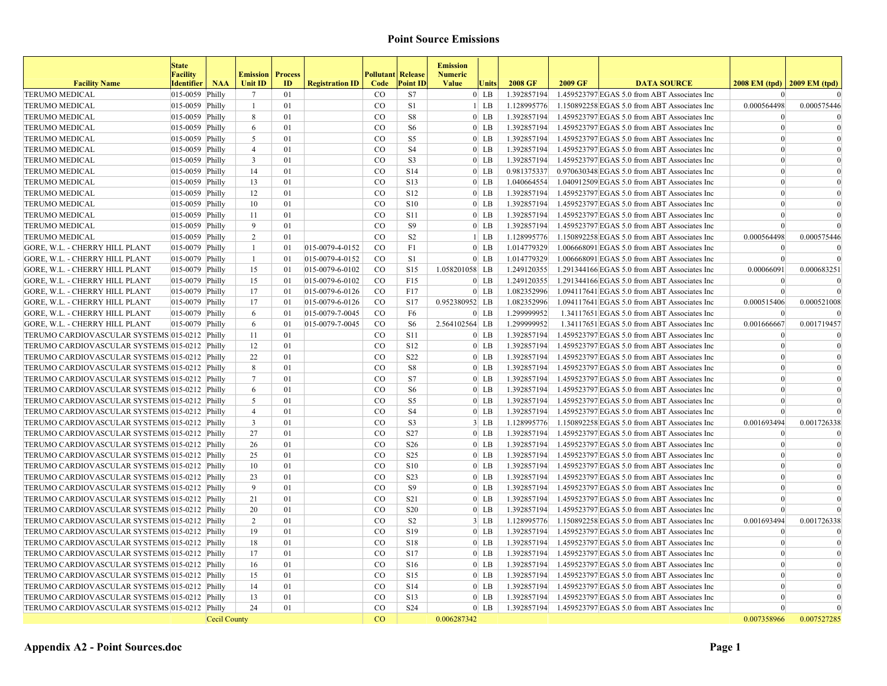# Point Source Emissions

| Facility Name | State Facility Identifier | NAA | Emission Unit ID | Process ID | Registration ID | Pollutant Code | Release Point ID | Emission Numeric Value | Units | 2008 GF | 2009 GF | DATA SOURCE | 2008 EM (tpd) | 2009 EM (tpd) |
|---|---|---|---|---|---|---|---|---|---|---|---|---|---|---|
| TERUMO MEDICAL | 015-0059 | Philly | 7 | 01 | | CO | S7 | 0 | LB | 1.392857194 | 1.459523797 | EGAS 5.0 from ABT Associates Inc | 0 | 0 |
| TERUMO MEDICAL | 015-0059 | Philly | 1 | 01 | | CO | S1 | 1 | LB | 1.128995776 | 1.150892258 | EGAS 5.0 from ABT Associates Inc | 0.000564498 | 0.000575446 |
| TERUMO MEDICAL | 015-0059 | Philly | 8 | 01 | | CO | S8 | 0 | LB | 1.392857194 | 1.459523797 | EGAS 5.0 from ABT Associates Inc | 0 | 0 |
| TERUMO MEDICAL | 015-0059 | Philly | 6 | 01 | | CO | S6 | 0 | LB | 1.392857194 | 1.459523797 | EGAS 5.0 from ABT Associates Inc | 0 | 0 |
| TERUMO MEDICAL | 015-0059 | Philly | 5 | 01 | | CO | S5 | 0 | LB | 1.392857194 | 1.459523797 | EGAS 5.0 from ABT Associates Inc | 0 | 0 |
| TERUMO MEDICAL | 015-0059 | Philly | 4 | 01 | | CO | S4 | 0 | LB | 1.392857194 | 1.459523797 | EGAS 5.0 from ABT Associates Inc | 0 | 0 |
| TERUMO MEDICAL | 015-0059 | Philly | 3 | 01 | | CO | S3 | 0 | LB | 1.392857194 | 1.459523797 | EGAS 5.0 from ABT Associates Inc | 0 | 0 |
| TERUMO MEDICAL | 015-0059 | Philly | 14 | 01 | | CO | S14 | 0 | LB | 0.981375337 | 0.970630348 | EGAS 5.0 from ABT Associates Inc | 0 | 0 |
| TERUMO MEDICAL | 015-0059 | Philly | 13 | 01 | | CO | S13 | 0 | LB | 1.040664554 | 1.040912509 | EGAS 5.0 from ABT Associates Inc | 0 | 0 |
| TERUMO MEDICAL | 015-0059 | Philly | 12 | 01 | | CO | S12 | 0 | LB | 1.392857194 | 1.459523797 | EGAS 5.0 from ABT Associates Inc | 0 | 0 |
| TERUMO MEDICAL | 015-0059 | Philly | 10 | 01 | | CO | S10 | 0 | LB | 1.392857194 | 1.459523797 | EGAS 5.0 from ABT Associates Inc | 0 | 0 |
| TERUMO MEDICAL | 015-0059 | Philly | 11 | 01 | | CO | S11 | 0 | LB | 1.392857194 | 1.459523797 | EGAS 5.0 from ABT Associates Inc | 0 | 0 |
| TERUMO MEDICAL | 015-0059 | Philly | 9 | 01 | | CO | S9 | 0 | LB | 1.392857194 | 1.459523797 | EGAS 5.0 from ABT Associates Inc | 0 | 0 |
| TERUMO MEDICAL | 015-0059 | Philly | 2 | 01 | | CO | S2 | 1 | LB | 1.128995776 | 1.150892258 | EGAS 5.0 from ABT Associates Inc | 0.000564498 | 0.000575446 |
| GORE, W.L. - CHERRY HILL PLANT | 015-0079 | Philly | 1 | 01 | 015-0079-4-0152 | CO | F1 | 0 | LB | 1.014779329 | 1.006668091 | EGAS 5.0 from ABT Associates Inc | 0 | 0 |
| GORE, W.L. - CHERRY HILL PLANT | 015-0079 | Philly | 1 | 01 | 015-0079-4-0152 | CO | S1 | 0 | LB | 1.014779329 | 1.006668091 | EGAS 5.0 from ABT Associates Inc | 0 | 0 |
| GORE, W.L. - CHERRY HILL PLANT | 015-0079 | Philly | 15 | 01 | 015-0079-6-0102 | CO | S15 | 1.058201058 | LB | 1.249120355 | 1.291344166 | EGAS 5.0 from ABT Associates Inc | 0.00066091 | 0.000683251 |
| GORE, W.L. - CHERRY HILL PLANT | 015-0079 | Philly | 15 | 01 | 015-0079-6-0102 | CO | F15 | 0 | LB | 1.249120355 | 1.291344166 | EGAS 5.0 from ABT Associates Inc | 0 | 0 |
| GORE, W.L. - CHERRY HILL PLANT | 015-0079 | Philly | 17 | 01 | 015-0079-6-0126 | CO | F17 | 0 | LB | 1.082352996 | 1.094117641 | EGAS 5.0 from ABT Associates Inc | 0 | 0 |
| GORE, W.L. - CHERRY HILL PLANT | 015-0079 | Philly | 17 | 01 | 015-0079-6-0126 | CO | S17 | 0.952380952 | LB | 1.082352996 | 1.094117641 | EGAS 5.0 from ABT Associates Inc | 0.000515406 | 0.000521008 |
| GORE, W.L. - CHERRY HILL PLANT | 015-0079 | Philly | 6 | 01 | 015-0079-7-0045 | CO | F6 | 0 | LB | 1.299999952 | 1.34117651 | EGAS 5.0 from ABT Associates Inc | 0 | 0 |
| GORE, W.L. - CHERRY HILL PLANT | 015-0079 | Philly | 6 | 01 | 015-0079-7-0045 | CO | S6 | 2.564102564 | LB | 1.299999952 | 1.34117651 | EGAS 5.0 from ABT Associates Inc | 0.001666667 | 0.001719457 |
| TERUMO CARDIOVASCULAR SYSTEMS | 015-0212 | Philly | 11 | 01 | | CO | S11 | 0 | LB | 1.392857194 | 1.459523797 | EGAS 5.0 from ABT Associates Inc | 0 | 0 |
| TERUMO CARDIOVASCULAR SYSTEMS | 015-0212 | Philly | 12 | 01 | | CO | S12 | 0 | LB | 1.392857194 | 1.459523797 | EGAS 5.0 from ABT Associates Inc | 0 | 0 |
| TERUMO CARDIOVASCULAR SYSTEMS | 015-0212 | Philly | 22 | 01 | | CO | S22 | 0 | LB | 1.392857194 | 1.459523797 | EGAS 5.0 from ABT Associates Inc | 0 | 0 |
| TERUMO CARDIOVASCULAR SYSTEMS | 015-0212 | Philly | 8 | 01 | | CO | S8 | 0 | LB | 1.392857194 | 1.459523797 | EGAS 5.0 from ABT Associates Inc | 0 | 0 |
| TERUMO CARDIOVASCULAR SYSTEMS | 015-0212 | Philly | 7 | 01 | | CO | S7 | 0 | LB | 1.392857194 | 1.459523797 | EGAS 5.0 from ABT Associates Inc | 0 | 0 |
| TERUMO CARDIOVASCULAR SYSTEMS | 015-0212 | Philly | 6 | 01 | | CO | S6 | 0 | LB | 1.392857194 | 1.459523797 | EGAS 5.0 from ABT Associates Inc | 0 | 0 |
| TERUMO CARDIOVASCULAR SYSTEMS | 015-0212 | Philly | 5 | 01 | | CO | S5 | 0 | LB | 1.392857194 | 1.459523797 | EGAS 5.0 from ABT Associates Inc | 0 | 0 |
| TERUMO CARDIOVASCULAR SYSTEMS | 015-0212 | Philly | 4 | 01 | | CO | S4 | 0 | LB | 1.392857194 | 1.459523797 | EGAS 5.0 from ABT Associates Inc | 0 | 0 |
| TERUMO CARDIOVASCULAR SYSTEMS | 015-0212 | Philly | 3 | 01 | | CO | S3 | 3 | LB | 1.128995776 | 1.150892258 | EGAS 5.0 from ABT Associates Inc | 0.001693494 | 0.001726338 |
| TERUMO CARDIOVASCULAR SYSTEMS | 015-0212 | Philly | 27 | 01 | | CO | S27 | 0 | LB | 1.392857194 | 1.459523797 | EGAS 5.0 from ABT Associates Inc | 0 | 0 |
| TERUMO CARDIOVASCULAR SYSTEMS | 015-0212 | Philly | 26 | 01 | | CO | S26 | 0 | LB | 1.392857194 | 1.459523797 | EGAS 5.0 from ABT Associates Inc | 0 | 0 |
| TERUMO CARDIOVASCULAR SYSTEMS | 015-0212 | Philly | 25 | 01 | | CO | S25 | 0 | LB | 1.392857194 | 1.459523797 | EGAS 5.0 from ABT Associates Inc | 0 | 0 |
| TERUMO CARDIOVASCULAR SYSTEMS | 015-0212 | Philly | 10 | 01 | | CO | S10 | 0 | LB | 1.392857194 | 1.459523797 | EGAS 5.0 from ABT Associates Inc | 0 | 0 |
| TERUMO CARDIOVASCULAR SYSTEMS | 015-0212 | Philly | 23 | 01 | | CO | S23 | 0 | LB | 1.392857194 | 1.459523797 | EGAS 5.0 from ABT Associates Inc | 0 | 0 |
| TERUMO CARDIOVASCULAR SYSTEMS | 015-0212 | Philly | 9 | 01 | | CO | S9 | 0 | LB | 1.392857194 | 1.459523797 | EGAS 5.0 from ABT Associates Inc | 0 | 0 |
| TERUMO CARDIOVASCULAR SYSTEMS | 015-0212 | Philly | 21 | 01 | | CO | S21 | 0 | LB | 1.392857194 | 1.459523797 | EGAS 5.0 from ABT Associates Inc | 0 | 0 |
| TERUMO CARDIOVASCULAR SYSTEMS | 015-0212 | Philly | 20 | 01 | | CO | S20 | 0 | LB | 1.392857194 | 1.459523797 | EGAS 5.0 from ABT Associates Inc | 0 | 0 |
| TERUMO CARDIOVASCULAR SYSTEMS | 015-0212 | Philly | 2 | 01 | | CO | S2 | 3 | LB | 1.128995776 | 1.150892258 | EGAS 5.0 from ABT Associates Inc | 0.001693494 | 0.001726338 |
| TERUMO CARDIOVASCULAR SYSTEMS | 015-0212 | Philly | 19 | 01 | | CO | S19 | 0 | LB | 1.392857194 | 1.459523797 | EGAS 5.0 from ABT Associates Inc | 0 | 0 |
| TERUMO CARDIOVASCULAR SYSTEMS | 015-0212 | Philly | 18 | 01 | | CO | S18 | 0 | LB | 1.392857194 | 1.459523797 | EGAS 5.0 from ABT Associates Inc | 0 | 0 |
| TERUMO CARDIOVASCULAR SYSTEMS | 015-0212 | Philly | 17 | 01 | | CO | S17 | 0 | LB | 1.392857194 | 1.459523797 | EGAS 5.0 from ABT Associates Inc | 0 | 0 |
| TERUMO CARDIOVASCULAR SYSTEMS | 015-0212 | Philly | 16 | 01 | | CO | S16 | 0 | LB | 1.392857194 | 1.459523797 | EGAS 5.0 from ABT Associates Inc | 0 | 0 |
| TERUMO CARDIOVASCULAR SYSTEMS | 015-0212 | Philly | 15 | 01 | | CO | S15 | 0 | LB | 1.392857194 | 1.459523797 | EGAS 5.0 from ABT Associates Inc | 0 | 0 |
| TERUMO CARDIOVASCULAR SYSTEMS | 015-0212 | Philly | 14 | 01 | | CO | S14 | 0 | LB | 1.392857194 | 1.459523797 | EGAS 5.0 from ABT Associates Inc | 0 | 0 |
| TERUMO CARDIOVASCULAR SYSTEMS | 015-0212 | Philly | 13 | 01 | | CO | S13 | 0 | LB | 1.392857194 | 1.459523797 | EGAS 5.0 from ABT Associates Inc | 0 | 0 |
| TERUMO CARDIOVASCULAR SYSTEMS | 015-0212 | Philly | 24 | 01 | | CO | S24 | 0 | LB | 1.392857194 | 1.459523797 | EGAS 5.0 from ABT Associates Inc | 0 | 0 |
| | | Cecil County | | | | CO | | 0.006287342 | | | | | 0.007358966 | 0.007527285 |

**Appendix A2 - Point Sources.doc**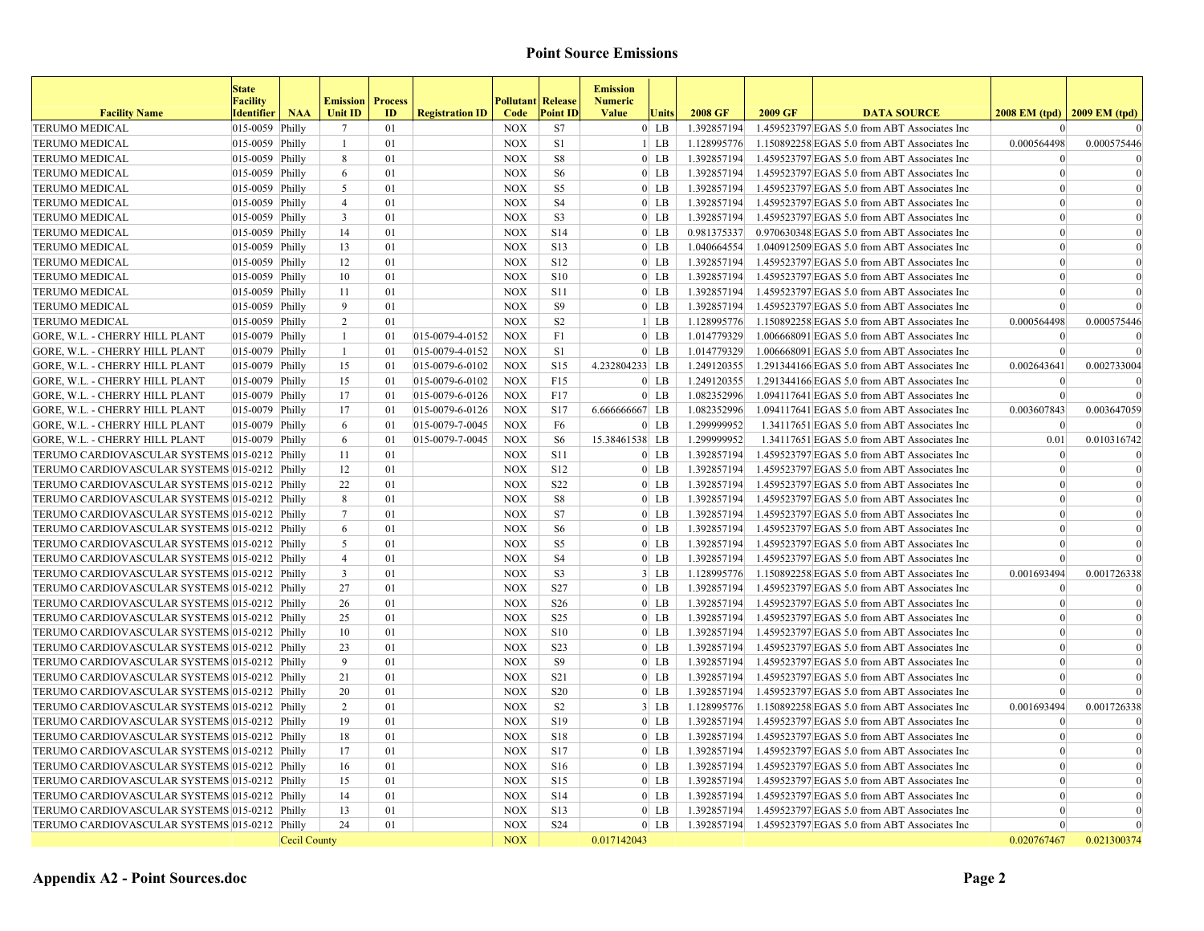## Point Source Emissions

| Facility Name | State Facility Identifier | NAA | Emission Unit ID | Process ID | Registration ID | Pollutant Code | Release Point ID | Emission Numeric Value | Units | 2008 GF | 2009 GF | DATA SOURCE | 2008 EM (tpd) | 2009 EM (tpd) |
|---|---|---|---|---|---|---|---|---|---|---|---|---|---|---|
| TERUMO MEDICAL | 015-0059 | Philly | 7 | 01 | | NOX | S7 | 0 | LB | 1.392857194 | 1.459523797 | EGAS 5.0 from ABT Associates Inc | 0 | 0 |
| TERUMO MEDICAL | 015-0059 | Philly | 1 | 01 | | NOX | S1 | 1 | LB | 1.128995776 | 1.150892258 | EGAS 5.0 from ABT Associates Inc | 0.000564498 | 0.000575446 |
| TERUMO MEDICAL | 015-0059 | Philly | 8 | 01 | | NOX | S8 | 0 | LB | 1.392857194 | 1.459523797 | EGAS 5.0 from ABT Associates Inc | 0 | 0 |
| TERUMO MEDICAL | 015-0059 | Philly | 6 | 01 | | NOX | S6 | 0 | LB | 1.392857194 | 1.459523797 | EGAS 5.0 from ABT Associates Inc | 0 | 0 |
| TERUMO MEDICAL | 015-0059 | Philly | 5 | 01 | | NOX | S5 | 0 | LB | 1.392857194 | 1.459523797 | EGAS 5.0 from ABT Associates Inc | 0 | 0 |
| TERUMO MEDICAL | 015-0059 | Philly | 4 | 01 | | NOX | S4 | 0 | LB | 1.392857194 | 1.459523797 | EGAS 5.0 from ABT Associates Inc | 0 | 0 |
| TERUMO MEDICAL | 015-0059 | Philly | 3 | 01 | | NOX | S3 | 0 | LB | 1.392857194 | 1.459523797 | EGAS 5.0 from ABT Associates Inc | 0 | 0 |
| TERUMO MEDICAL | 015-0059 | Philly | 14 | 01 | | NOX | S14 | 0 | LB | 0.981375337 | 0.970630348 | EGAS 5.0 from ABT Associates Inc | 0 | 0 |
| TERUMO MEDICAL | 015-0059 | Philly | 13 | 01 | | NOX | S13 | 0 | LB | 1.040664554 | 1.040912509 | EGAS 5.0 from ABT Associates Inc | 0 | 0 |
| TERUMO MEDICAL | 015-0059 | Philly | 12 | 01 | | NOX | S12 | 0 | LB | 1.392857194 | 1.459523797 | EGAS 5.0 from ABT Associates Inc | 0 | 0 |
| TERUMO MEDICAL | 015-0059 | Philly | 10 | 01 | | NOX | S10 | 0 | LB | 1.392857194 | 1.459523797 | EGAS 5.0 from ABT Associates Inc | 0 | 0 |
| TERUMO MEDICAL | 015-0059 | Philly | 11 | 01 | | NOX | S11 | 0 | LB | 1.392857194 | 1.459523797 | EGAS 5.0 from ABT Associates Inc | 0 | 0 |
| TERUMO MEDICAL | 015-0059 | Philly | 9 | 01 | | NOX | S9 | 0 | LB | 1.392857194 | 1.459523797 | EGAS 5.0 from ABT Associates Inc | 0 | 0 |
| TERUMO MEDICAL | 015-0059 | Philly | 2 | 01 | | NOX | S2 | 1 | LB | 1.128995776 | 1.150892258 | EGAS 5.0 from ABT Associates Inc | 0.000564498 | 0.000575446 |
| GORE, W.L. - CHERRY HILL PLANT | 015-0079 | Philly | 1 | 01 | 015-0079-4-0152 | NOX | F1 | 0 | LB | 1.014779329 | 1.006668091 | EGAS 5.0 from ABT Associates Inc | 0 | 0 |
| GORE, W.L. - CHERRY HILL PLANT | 015-0079 | Philly | 1 | 01 | 015-0079-4-0152 | NOX | S1 | 0 | LB | 1.014779329 | 1.006668091 | EGAS 5.0 from ABT Associates Inc | 0 | 0 |
| GORE, W.L. - CHERRY HILL PLANT | 015-0079 | Philly | 15 | 01 | 015-0079-6-0102 | NOX | S15 | 4.232804233 | LB | 1.249120355 | 1.291344166 | EGAS 5.0 from ABT Associates Inc | 0.002643641 | 0.002733004 |
| GORE, W.L. - CHERRY HILL PLANT | 015-0079 | Philly | 15 | 01 | 015-0079-6-0102 | NOX | F15 | 0 | LB | 1.249120355 | 1.291344166 | EGAS 5.0 from ABT Associates Inc | 0 | 0 |
| GORE, W.L. - CHERRY HILL PLANT | 015-0079 | Philly | 17 | 01 | 015-0079-6-0126 | NOX | F17 | 0 | LB | 1.082352996 | 1.094117641 | EGAS 5.0 from ABT Associates Inc | 0 | 0 |
| GORE, W.L. - CHERRY HILL PLANT | 015-0079 | Philly | 17 | 01 | 015-0079-6-0126 | NOX | S17 | 6.666666667 | LB | 1.082352996 | 1.094117641 | EGAS 5.0 from ABT Associates Inc | 0.003607843 | 0.003647059 |
| GORE, W.L. - CHERRY HILL PLANT | 015-0079 | Philly | 6 | 01 | 015-0079-7-0045 | NOX | F6 | 0 | LB | 1.299999952 | 1.34117651 | EGAS 5.0 from ABT Associates Inc | 0 | 0 |
| GORE, W.L. - CHERRY HILL PLANT | 015-0079 | Philly | 6 | 01 | 015-0079-7-0045 | NOX | S6 | 15.38461538 | LB | 1.299999952 | 1.34117651 | EGAS 5.0 from ABT Associates Inc | 0.01 | 0.010316742 |
| TERUMO CARDIOVASCULAR SYSTEMS | 015-0212 | Philly | 11 | 01 | | NOX | S11 | 0 | LB | 1.392857194 | 1.459523797 | EGAS 5.0 from ABT Associates Inc | 0 | 0 |
| TERUMO CARDIOVASCULAR SYSTEMS | 015-0212 | Philly | 12 | 01 | | NOX | S12 | 0 | LB | 1.392857194 | 1.459523797 | EGAS 5.0 from ABT Associates Inc | 0 | 0 |
| TERUMO CARDIOVASCULAR SYSTEMS | 015-0212 | Philly | 22 | 01 | | NOX | S22 | 0 | LB | 1.392857194 | 1.459523797 | EGAS 5.0 from ABT Associates Inc | 0 | 0 |
| TERUMO CARDIOVASCULAR SYSTEMS | 015-0212 | Philly | 8 | 01 | | NOX | S8 | 0 | LB | 1.392857194 | 1.459523797 | EGAS 5.0 from ABT Associates Inc | 0 | 0 |
| TERUMO CARDIOVASCULAR SYSTEMS | 015-0212 | Philly | 7 | 01 | | NOX | S7 | 0 | LB | 1.392857194 | 1.459523797 | EGAS 5.0 from ABT Associates Inc | 0 | 0 |
| TERUMO CARDIOVASCULAR SYSTEMS | 015-0212 | Philly | 6 | 01 | | NOX | S6 | 0 | LB | 1.392857194 | 1.459523797 | EGAS 5.0 from ABT Associates Inc | 0 | 0 |
| TERUMO CARDIOVASCULAR SYSTEMS | 015-0212 | Philly | 5 | 01 | | NOX | S5 | 0 | LB | 1.392857194 | 1.459523797 | EGAS 5.0 from ABT Associates Inc | 0 | 0 |
| TERUMO CARDIOVASCULAR SYSTEMS | 015-0212 | Philly | 4 | 01 | | NOX | S4 | 0 | LB | 1.392857194 | 1.459523797 | EGAS 5.0 from ABT Associates Inc | 0 | 0 |
| TERUMO CARDIOVASCULAR SYSTEMS | 015-0212 | Philly | 3 | 01 | | NOX | S3 | 3 | LB | 1.128995776 | 1.150892258 | EGAS 5.0 from ABT Associates Inc | 0.001693494 | 0.001726338 |
| TERUMO CARDIOVASCULAR SYSTEMS | 015-0212 | Philly | 27 | 01 | | NOX | S27 | 0 | LB | 1.392857194 | 1.459523797 | EGAS 5.0 from ABT Associates Inc | 0 | 0 |
| TERUMO CARDIOVASCULAR SYSTEMS | 015-0212 | Philly | 26 | 01 | | NOX | S26 | 0 | LB | 1.392857194 | 1.459523797 | EGAS 5.0 from ABT Associates Inc | 0 | 0 |
| TERUMO CARDIOVASCULAR SYSTEMS | 015-0212 | Philly | 25 | 01 | | NOX | S25 | 0 | LB | 1.392857194 | 1.459523797 | EGAS 5.0 from ABT Associates Inc | 0 | 0 |
| TERUMO CARDIOVASCULAR SYSTEMS | 015-0212 | Philly | 10 | 01 | | NOX | S10 | 0 | LB | 1.392857194 | 1.459523797 | EGAS 5.0 from ABT Associates Inc | 0 | 0 |
| TERUMO CARDIOVASCULAR SYSTEMS | 015-0212 | Philly | 23 | 01 | | NOX | S23 | 0 | LB | 1.392857194 | 1.459523797 | EGAS 5.0 from ABT Associates Inc | 0 | 0 |
| TERUMO CARDIOVASCULAR SYSTEMS | 015-0212 | Philly | 9 | 01 | | NOX | S9 | 0 | LB | 1.392857194 | 1.459523797 | EGAS 5.0 from ABT Associates Inc | 0 | 0 |
| TERUMO CARDIOVASCULAR SYSTEMS | 015-0212 | Philly | 21 | 01 | | NOX | S21 | 0 | LB | 1.392857194 | 1.459523797 | EGAS 5.0 from ABT Associates Inc | 0 | 0 |
| TERUMO CARDIOVASCULAR SYSTEMS | 015-0212 | Philly | 20 | 01 | | NOX | S20 | 0 | LB | 1.392857194 | 1.459523797 | EGAS 5.0 from ABT Associates Inc | 0 | 0 |
| TERUMO CARDIOVASCULAR SYSTEMS | 015-0212 | Philly | 2 | 01 | | NOX | S2 | 3 | LB | 1.128995776 | 1.150892258 | EGAS 5.0 from ABT Associates Inc | 0.001693494 | 0.001726338 |
| TERUMO CARDIOVASCULAR SYSTEMS | 015-0212 | Philly | 19 | 01 | | NOX | S19 | 0 | LB | 1.392857194 | 1.459523797 | EGAS 5.0 from ABT Associates Inc | 0 | 0 |
| TERUMO CARDIOVASCULAR SYSTEMS | 015-0212 | Philly | 18 | 01 | | NOX | S18 | 0 | LB | 1.392857194 | 1.459523797 | EGAS 5.0 from ABT Associates Inc | 0 | 0 |
| TERUMO CARDIOVASCULAR SYSTEMS | 015-0212 | Philly | 17 | 01 | | NOX | S17 | 0 | LB | 1.392857194 | 1.459523797 | EGAS 5.0 from ABT Associates Inc | 0 | 0 |
| TERUMO CARDIOVASCULAR SYSTEMS | 015-0212 | Philly | 16 | 01 | | NOX | S16 | 0 | LB | 1.392857194 | 1.459523797 | EGAS 5.0 from ABT Associates Inc | 0 | 0 |
| TERUMO CARDIOVASCULAR SYSTEMS | 015-0212 | Philly | 15 | 01 | | NOX | S15 | 0 | LB | 1.392857194 | 1.459523797 | EGAS 5.0 from ABT Associates Inc | 0 | 0 |
| TERUMO CARDIOVASCULAR SYSTEMS | 015-0212 | Philly | 14 | 01 | | NOX | S14 | 0 | LB | 1.392857194 | 1.459523797 | EGAS 5.0 from ABT Associates Inc | 0 | 0 |
| TERUMO CARDIOVASCULAR SYSTEMS | 015-0212 | Philly | 13 | 01 | | NOX | S13 | 0 | LB | 1.392857194 | 1.459523797 | EGAS 5.0 from ABT Associates Inc | 0 | 0 |
| TERUMO CARDIOVASCULAR SYSTEMS | 015-0212 | Philly | 24 | 01 | | NOX | S24 | 0 | LB | 1.392857194 | 1.459523797 | EGAS 5.0 from ABT Associates Inc | 0 | 0 |
| | | Cecil County | | | | NOX | | 0.017142043 | | | | | 0.020767467 | 0.021300374 |

**Appendix A2 - Point Sources.doc**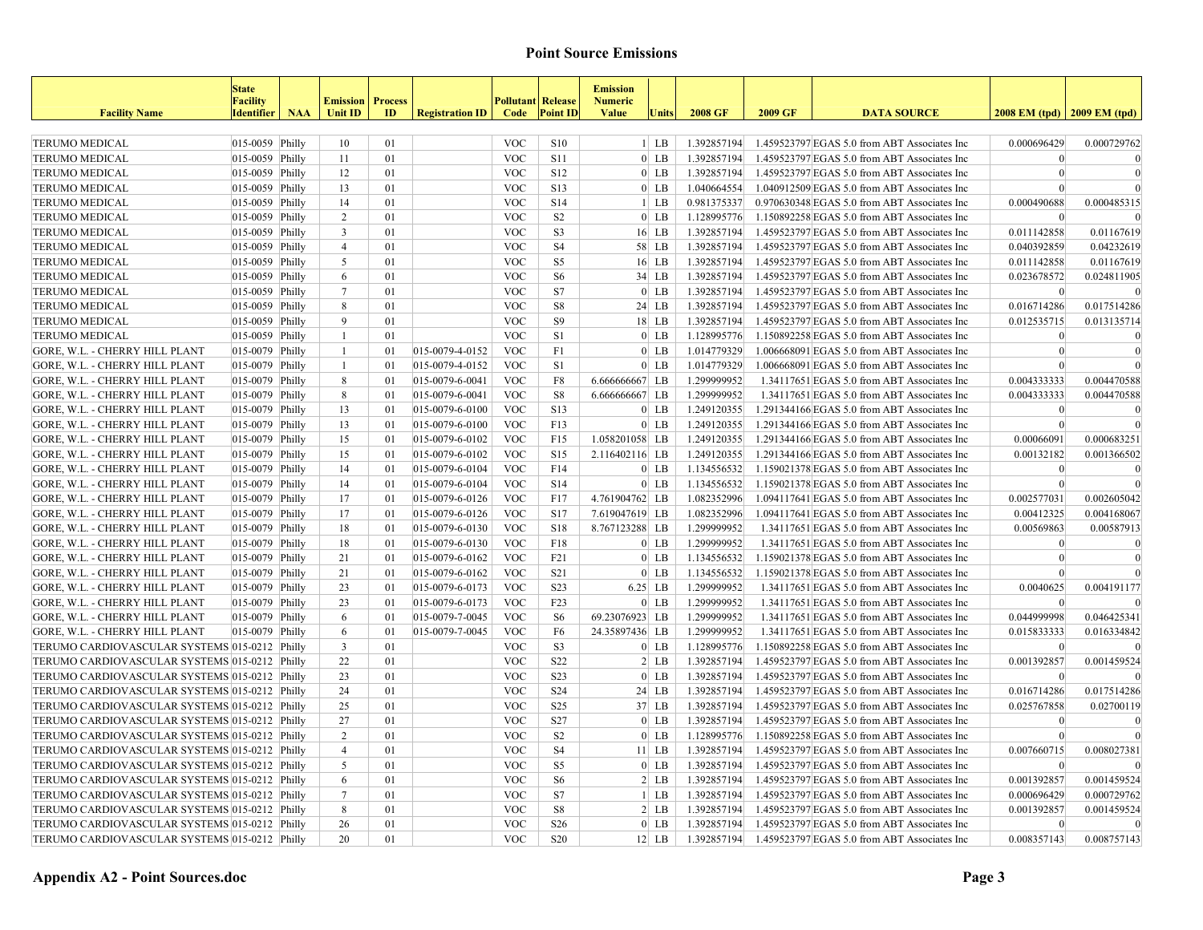## Point Source Emissions

| Facility Name | State Facility Identifier | NAA | Emission Unit ID | Process ID | Registration ID | Pollutant Code | Release Point ID | Emission Numeric Value | Units | 2008 GF | 2009 GF | DATA SOURCE | 2008 EM (tpd) | 2009 EM (tpd) |
|---|---|---|---|---|---|---|---|---|---|---|---|---|---|---|
| TERUMO MEDICAL | 015-0059 | Philly | 10 | 01 | | VOC | S10 | 1 | LB | 1.392857194 | 1.459523797 | EGAS 5.0 from ABT Associates Inc | 0.000696429 | 0.000729762 |
| TERUMO MEDICAL | 015-0059 | Philly | 11 | 01 | | VOC | S11 | 0 | LB | 1.392857194 | 1.459523797 | EGAS 5.0 from ABT Associates Inc | 0 | 0 |
| TERUMO MEDICAL | 015-0059 | Philly | 12 | 01 | | VOC | S12 | 0 | LB | 1.392857194 | 1.459523797 | EGAS 5.0 from ABT Associates Inc | 0 | 0 |
| TERUMO MEDICAL | 015-0059 | Philly | 13 | 01 | | VOC | S13 | 0 | LB | 1.040664554 | 1.040912509 | EGAS 5.0 from ABT Associates Inc | 0 | 0 |
| TERUMO MEDICAL | 015-0059 | Philly | 14 | 01 | | VOC | S14 | 1 | LB | 0.981375337 | 0.970630348 | EGAS 5.0 from ABT Associates Inc | 0.000490688 | 0.000485315 |
| TERUMO MEDICAL | 015-0059 | Philly | 2 | 01 | | VOC | S2 | 0 | LB | 1.128995776 | 1.150892258 | EGAS 5.0 from ABT Associates Inc | 0 | 0 |
| TERUMO MEDICAL | 015-0059 | Philly | 3 | 01 | | VOC | S3 | 16 | LB | 1.392857194 | 1.459523797 | EGAS 5.0 from ABT Associates Inc | 0.011142858 | 0.01167619 |
| TERUMO MEDICAL | 015-0059 | Philly | 4 | 01 | | VOC | S4 | 58 | LB | 1.392857194 | 1.459523797 | EGAS 5.0 from ABT Associates Inc | 0.040392859 | 0.04232619 |
| TERUMO MEDICAL | 015-0059 | Philly | 5 | 01 | | VOC | S5 | 16 | LB | 1.392857194 | 1.459523797 | EGAS 5.0 from ABT Associates Inc | 0.011142858 | 0.01167619 |
| TERUMO MEDICAL | 015-0059 | Philly | 6 | 01 | | VOC | S6 | 34 | LB | 1.392857194 | 1.459523797 | EGAS 5.0 from ABT Associates Inc | 0.023678572 | 0.024811905 |
| TERUMO MEDICAL | 015-0059 | Philly | 7 | 01 | | VOC | S7 | 0 | LB | 1.392857194 | 1.459523797 | EGAS 5.0 from ABT Associates Inc | 0 | 0 |
| TERUMO MEDICAL | 015-0059 | Philly | 8 | 01 | | VOC | S8 | 24 | LB | 1.392857194 | 1.459523797 | EGAS 5.0 from ABT Associates Inc | 0.016714286 | 0.017514286 |
| TERUMO MEDICAL | 015-0059 | Philly | 9 | 01 | | VOC | S9 | 18 | LB | 1.392857194 | 1.459523797 | EGAS 5.0 from ABT Associates Inc | 0.012535715 | 0.013135714 |
| TERUMO MEDICAL | 015-0059 | Philly | 1 | 01 | | VOC | S1 | 0 | LB | 1.128995776 | 1.150892258 | EGAS 5.0 from ABT Associates Inc | 0 | 0 |
| GORE, W.L. - CHERRY HILL PLANT | 015-0079 | Philly | 1 | 01 | 015-0079-4-0152 | VOC | F1 | 0 | LB | 1.014779329 | 1.006668091 | EGAS 5.0 from ABT Associates Inc | 0 | 0 |
| GORE, W.L. - CHERRY HILL PLANT | 015-0079 | Philly | 1 | 01 | 015-0079-4-0152 | VOC | S1 | 0 | LB | 1.014779329 | 1.006668091 | EGAS 5.0 from ABT Associates Inc | 0 | 0 |
| GORE, W.L. - CHERRY HILL PLANT | 015-0079 | Philly | 8 | 01 | 015-0079-6-0041 | VOC | F8 | 6.666666667 | LB | 1.299999952 | 1.34117651 | EGAS 5.0 from ABT Associates Inc | 0.004333333 | 0.004470588 |
| GORE, W.L. - CHERRY HILL PLANT | 015-0079 | Philly | 8 | 01 | 015-0079-6-0041 | VOC | S8 | 6.666666667 | LB | 1.299999952 | 1.34117651 | EGAS 5.0 from ABT Associates Inc | 0.004333333 | 0.004470588 |
| GORE, W.L. - CHERRY HILL PLANT | 015-0079 | Philly | 13 | 01 | 015-0079-6-0100 | VOC | S13 | 0 | LB | 1.249120355 | 1.291344166 | EGAS 5.0 from ABT Associates Inc | 0 | 0 |
| GORE, W.L. - CHERRY HILL PLANT | 015-0079 | Philly | 13 | 01 | 015-0079-6-0100 | VOC | F13 | 0 | LB | 1.249120355 | 1.291344166 | EGAS 5.0 from ABT Associates Inc | 0 | 0 |
| GORE, W.L. - CHERRY HILL PLANT | 015-0079 | Philly | 15 | 01 | 015-0079-6-0102 | VOC | F15 | 1.058201058 | LB | 1.249120355 | 1.291344166 | EGAS 5.0 from ABT Associates Inc | 0.00066091 | 0.000683251 |
| GORE, W.L. - CHERRY HILL PLANT | 015-0079 | Philly | 15 | 01 | 015-0079-6-0102 | VOC | S15 | 2.116402116 | LB | 1.249120355 | 1.291344166 | EGAS 5.0 from ABT Associates Inc | 0.00132182 | 0.001366502 |
| GORE, W.L. - CHERRY HILL PLANT | 015-0079 | Philly | 14 | 01 | 015-0079-6-0104 | VOC | F14 | 0 | LB | 1.134556532 | 1.159021378 | EGAS 5.0 from ABT Associates Inc | 0 | 0 |
| GORE, W.L. - CHERRY HILL PLANT | 015-0079 | Philly | 14 | 01 | 015-0079-6-0104 | VOC | S14 | 0 | LB | 1.134556532 | 1.159021378 | EGAS 5.0 from ABT Associates Inc | 0 | 0 |
| GORE, W.L. - CHERRY HILL PLANT | 015-0079 | Philly | 17 | 01 | 015-0079-6-0126 | VOC | F17 | 4.761904762 | LB | 1.082352996 | 1.094117641 | EGAS 5.0 from ABT Associates Inc | 0.002577031 | 0.002605042 |
| GORE, W.L. - CHERRY HILL PLANT | 015-0079 | Philly | 17 | 01 | 015-0079-6-0126 | VOC | S17 | 7.619047619 | LB | 1.082352996 | 1.094117641 | EGAS 5.0 from ABT Associates Inc | 0.00412325 | 0.004168067 |
| GORE, W.L. - CHERRY HILL PLANT | 015-0079 | Philly | 18 | 01 | 015-0079-6-0130 | VOC | S18 | 8.767123288 | LB | 1.299999952 | 1.34117651 | EGAS 5.0 from ABT Associates Inc | 0.00569863 | 0.00587913 |
| GORE, W.L. - CHERRY HILL PLANT | 015-0079 | Philly | 18 | 01 | 015-0079-6-0130 | VOC | F18 | 0 | LB | 1.299999952 | 1.34117651 | EGAS 5.0 from ABT Associates Inc | 0 | 0 |
| GORE, W.L. - CHERRY HILL PLANT | 015-0079 | Philly | 21 | 01 | 015-0079-6-0162 | VOC | F21 | 0 | LB | 1.134556532 | 1.159021378 | EGAS 5.0 from ABT Associates Inc | 0 | 0 |
| GORE, W.L. - CHERRY HILL PLANT | 015-0079 | Philly | 21 | 01 | 015-0079-6-0162 | VOC | S21 | 0 | LB | 1.134556532 | 1.159021378 | EGAS 5.0 from ABT Associates Inc | 0 | 0 |
| GORE, W.L. - CHERRY HILL PLANT | 015-0079 | Philly | 23 | 01 | 015-0079-6-0173 | VOC | S23 | 6.25 | LB | 1.299999952 | 1.34117651 | EGAS 5.0 from ABT Associates Inc | 0.0040625 | 0.004191177 |
| GORE, W.L. - CHERRY HILL PLANT | 015-0079 | Philly | 23 | 01 | 015-0079-6-0173 | VOC | F23 | 0 | LB | 1.299999952 | 1.34117651 | EGAS 5.0 from ABT Associates Inc | 0 | 0 |
| GORE, W.L. - CHERRY HILL PLANT | 015-0079 | Philly | 6 | 01 | 015-0079-7-0045 | VOC | S6 | 69.23076923 | LB | 1.299999952 | 1.34117651 | EGAS 5.0 from ABT Associates Inc | 0.044999998 | 0.046425341 |
| GORE, W.L. - CHERRY HILL PLANT | 015-0079 | Philly | 6 | 01 | 015-0079-7-0045 | VOC | F6 | 24.35897436 | LB | 1.299999952 | 1.34117651 | EGAS 5.0 from ABT Associates Inc | 0.015833333 | 0.016334842 |
| TERUMO CARDIOVASCULAR SYSTEMS | 015-0212 | Philly | 3 | 01 | | VOC | S3 | 0 | LB | 1.128995776 | 1.150892258 | EGAS 5.0 from ABT Associates Inc | 0 | 0 |
| TERUMO CARDIOVASCULAR SYSTEMS | 015-0212 | Philly | 22 | 01 | | VOC | S22 | 2 | LB | 1.392857194 | 1.459523797 | EGAS 5.0 from ABT Associates Inc | 0.001392857 | 0.001459524 |
| TERUMO CARDIOVASCULAR SYSTEMS | 015-0212 | Philly | 23 | 01 | | VOC | S23 | 0 | LB | 1.392857194 | 1.459523797 | EGAS 5.0 from ABT Associates Inc | 0 | 0 |
| TERUMO CARDIOVASCULAR SYSTEMS | 015-0212 | Philly | 24 | 01 | | VOC | S24 | 24 | LB | 1.392857194 | 1.459523797 | EGAS 5.0 from ABT Associates Inc | 0.016714286 | 0.017514286 |
| TERUMO CARDIOVASCULAR SYSTEMS | 015-0212 | Philly | 25 | 01 | | VOC | S25 | 37 | LB | 1.392857194 | 1.459523797 | EGAS 5.0 from ABT Associates Inc | 0.025767858 | 0.02700119 |
| TERUMO CARDIOVASCULAR SYSTEMS | 015-0212 | Philly | 27 | 01 | | VOC | S27 | 0 | LB | 1.392857194 | 1.459523797 | EGAS 5.0 from ABT Associates Inc | 0 | 0 |
| TERUMO CARDIOVASCULAR SYSTEMS | 015-0212 | Philly | 2 | 01 | | VOC | S2 | 0 | LB | 1.128995776 | 1.150892258 | EGAS 5.0 from ABT Associates Inc | 0 | 0 |
| TERUMO CARDIOVASCULAR SYSTEMS | 015-0212 | Philly | 4 | 01 | | VOC | S4 | 11 | LB | 1.392857194 | 1.459523797 | EGAS 5.0 from ABT Associates Inc | 0.007660715 | 0.008027381 |
| TERUMO CARDIOVASCULAR SYSTEMS | 015-0212 | Philly | 5 | 01 | | VOC | S5 | 0 | LB | 1.392857194 | 1.459523797 | EGAS 5.0 from ABT Associates Inc | 0 | 0 |
| TERUMO CARDIOVASCULAR SYSTEMS | 015-0212 | Philly | 6 | 01 | | VOC | S6 | 2 | LB | 1.392857194 | 1.459523797 | EGAS 5.0 from ABT Associates Inc | 0.001392857 | 0.001459524 |
| TERUMO CARDIOVASCULAR SYSTEMS | 015-0212 | Philly | 7 | 01 | | VOC | S7 | 1 | LB | 1.392857194 | 1.459523797 | EGAS 5.0 from ABT Associates Inc | 0.000696429 | 0.000729762 |
| TERUMO CARDIOVASCULAR SYSTEMS | 015-0212 | Philly | 8 | 01 | | VOC | S8 | 2 | LB | 1.392857194 | 1.459523797 | EGAS 5.0 from ABT Associates Inc | 0.001392857 | 0.001459524 |
| TERUMO CARDIOVASCULAR SYSTEMS | 015-0212 | Philly | 26 | 01 | | VOC | S26 | 0 | LB | 1.392857194 | 1.459523797 | EGAS 5.0 from ABT Associates Inc | 0 | 0 |
| TERUMO CARDIOVASCULAR SYSTEMS | 015-0212 | Philly | 20 | 01 | | VOC | S20 | 12 | LB | 1.392857194 | 1.459523797 | EGAS 5.0 from ABT Associates Inc | 0.008357143 | 0.008757143 |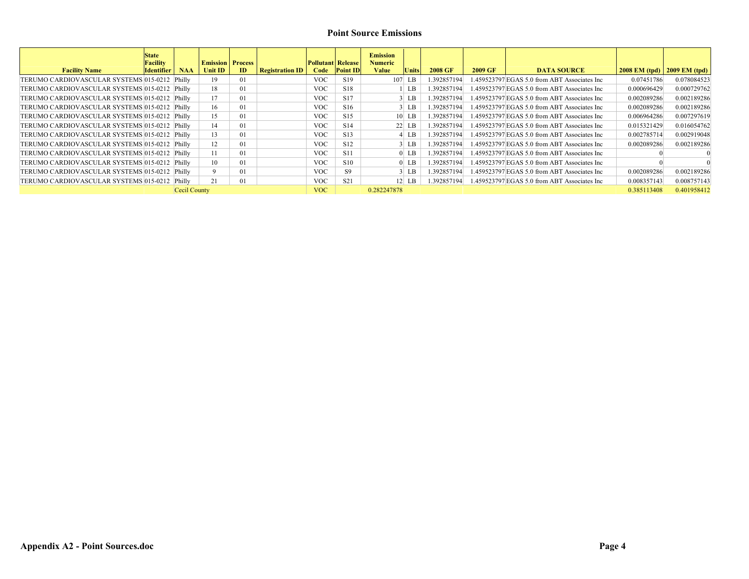## Point Source Emissions

| Facility Name | State Facility Identifier | NAA | Emission Unit ID | Process ID | Registration ID | Pollutant Code | Release Point ID | Emission Numeric Value | Units | 2008 GF | 2009 GF | DATA SOURCE | 2008 EM (tpd) | 2009 EM (tpd) |
|---|---|---|---|---|---|---|---|---|---|---|---|---|---|---|
| TERUMO CARDIOVASCULAR SYSTEMS | 015-0212 | Philly | 19 | 01 | | VOC | S19 | 107 | LB | 1.392857194 | 1.459523797 | EGAS 5.0 from ABT Associates Inc | 0.07451786 | 0.078084523 |
| TERUMO CARDIOVASCULAR SYSTEMS | 015-0212 | Philly | 18 | 01 | | VOC | S18 | 1 | LB | 1.392857194 | 1.459523797 | EGAS 5.0 from ABT Associates Inc | 0.000696429 | 0.000729762 |
| TERUMO CARDIOVASCULAR SYSTEMS | 015-0212 | Philly | 17 | 01 | | VOC | S17 | 3 | LB | 1.392857194 | 1.459523797 | EGAS 5.0 from ABT Associates Inc | 0.002089286 | 0.002189286 |
| TERUMO CARDIOVASCULAR SYSTEMS | 015-0212 | Philly | 16 | 01 | | VOC | S16 | 3 | LB | 1.392857194 | 1.459523797 | EGAS 5.0 from ABT Associates Inc | 0.002089286 | 0.002189286 |
| TERUMO CARDIOVASCULAR SYSTEMS | 015-0212 | Philly | 15 | 01 | | VOC | S15 | 10 | LB | 1.392857194 | 1.459523797 | EGAS 5.0 from ABT Associates Inc | 0.006964286 | 0.007297619 |
| TERUMO CARDIOVASCULAR SYSTEMS | 015-0212 | Philly | 14 | 01 | | VOC | S14 | 22 | LB | 1.392857194 | 1.459523797 | EGAS 5.0 from ABT Associates Inc | 0.015321429 | 0.016054762 |
| TERUMO CARDIOVASCULAR SYSTEMS | 015-0212 | Philly | 13 | 01 | | VOC | S13 | 4 | LB | 1.392857194 | 1.459523797 | EGAS 5.0 from ABT Associates Inc | 0.002785714 | 0.002919048 |
| TERUMO CARDIOVASCULAR SYSTEMS | 015-0212 | Philly | 12 | 01 | | VOC | S12 | 3 | LB | 1.392857194 | 1.459523797 | EGAS 5.0 from ABT Associates Inc | 0.002089286 | 0.002189286 |
| TERUMO CARDIOVASCULAR SYSTEMS | 015-0212 | Philly | 11 | 01 | | VOC | S11 | 0 | LB | 1.392857194 | 1.459523797 | EGAS 5.0 from ABT Associates Inc | 0 | 0 |
| TERUMO CARDIOVASCULAR SYSTEMS | 015-0212 | Philly | 10 | 01 | | VOC | S10 | 0 | LB | 1.392857194 | 1.459523797 | EGAS 5.0 from ABT Associates Inc | 0 | 0 |
| TERUMO CARDIOVASCULAR SYSTEMS | 015-0212 | Philly | 9 | 01 | | VOC | S9 | 3 | LB | 1.392857194 | 1.459523797 | EGAS 5.0 from ABT Associates Inc | 0.002089286 | 0.002189286 |
| TERUMO CARDIOVASCULAR SYSTEMS | 015-0212 | Philly | 21 | 01 | | VOC | S21 | 12 | LB | 1.392857194 | 1.459523797 | EGAS 5.0 from ABT Associates Inc | 0.008357143 | 0.008757143 |
| | | Cecil County | | | | VOC | | 0.282247878 | | | | | 0.385113408 | 0.401958412 |